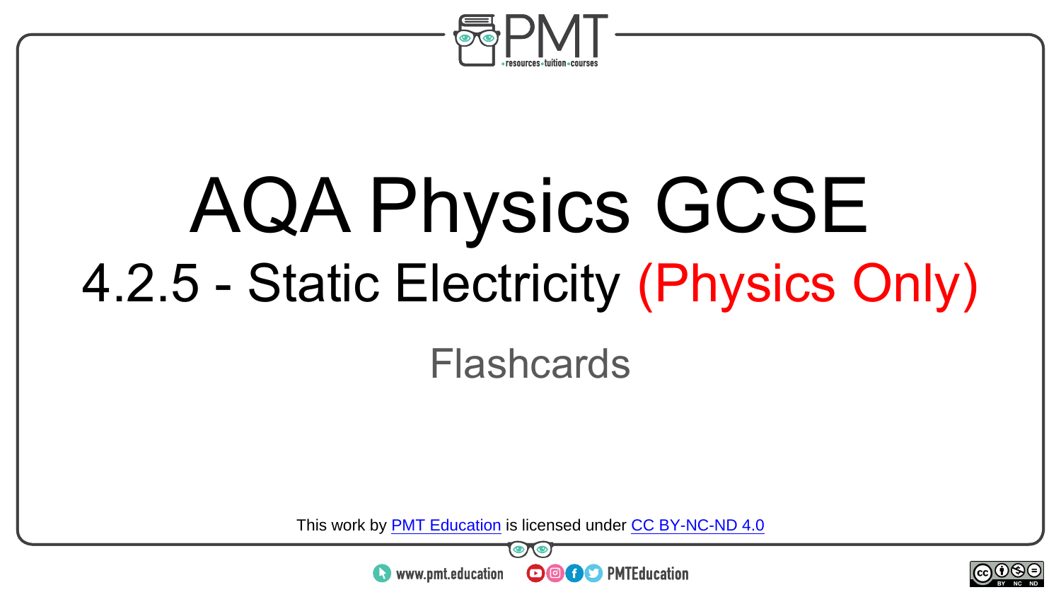# AQA Physics GCSE

## 4.2.5 - Static Electricity (Physics Only)

Flashcards

This work by PMT Education is licensed under CC BY-NC-ND 4.0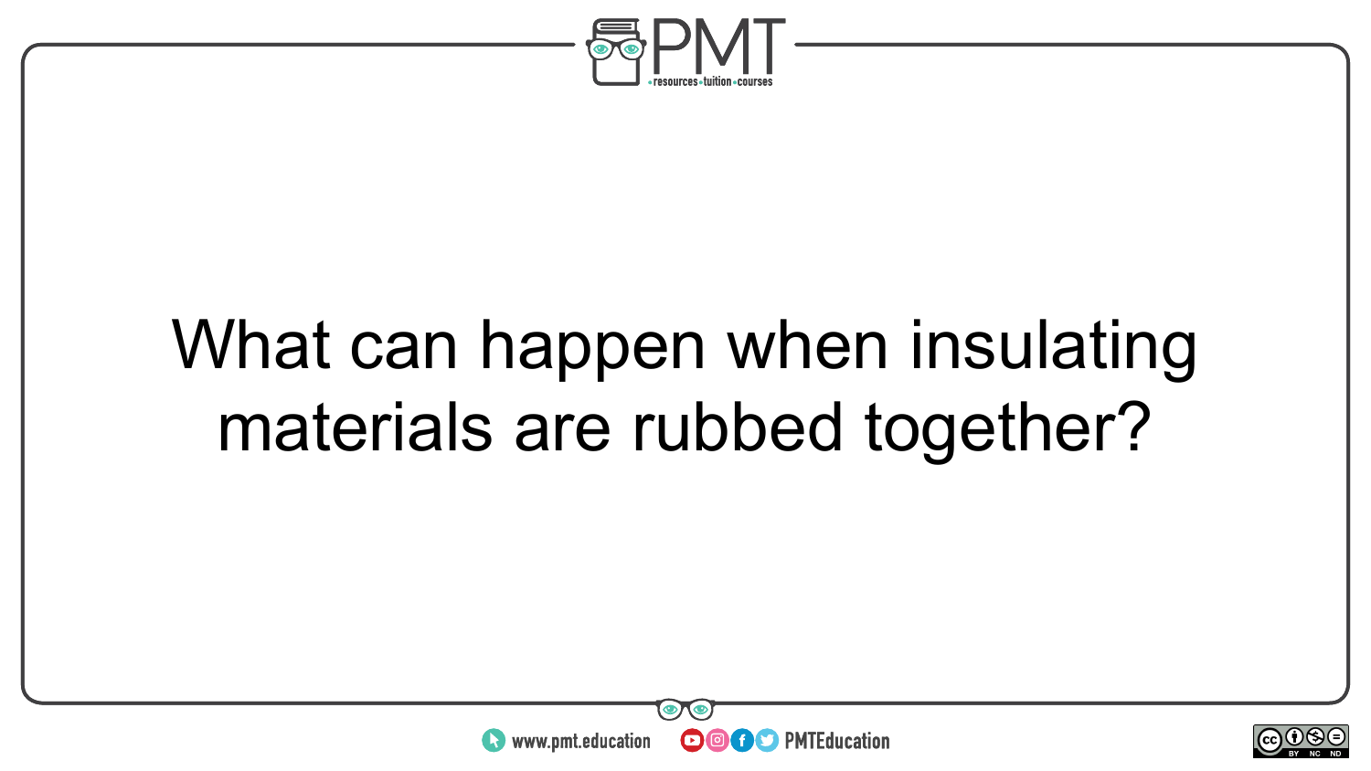What can happen when insulating materials are rubbed together?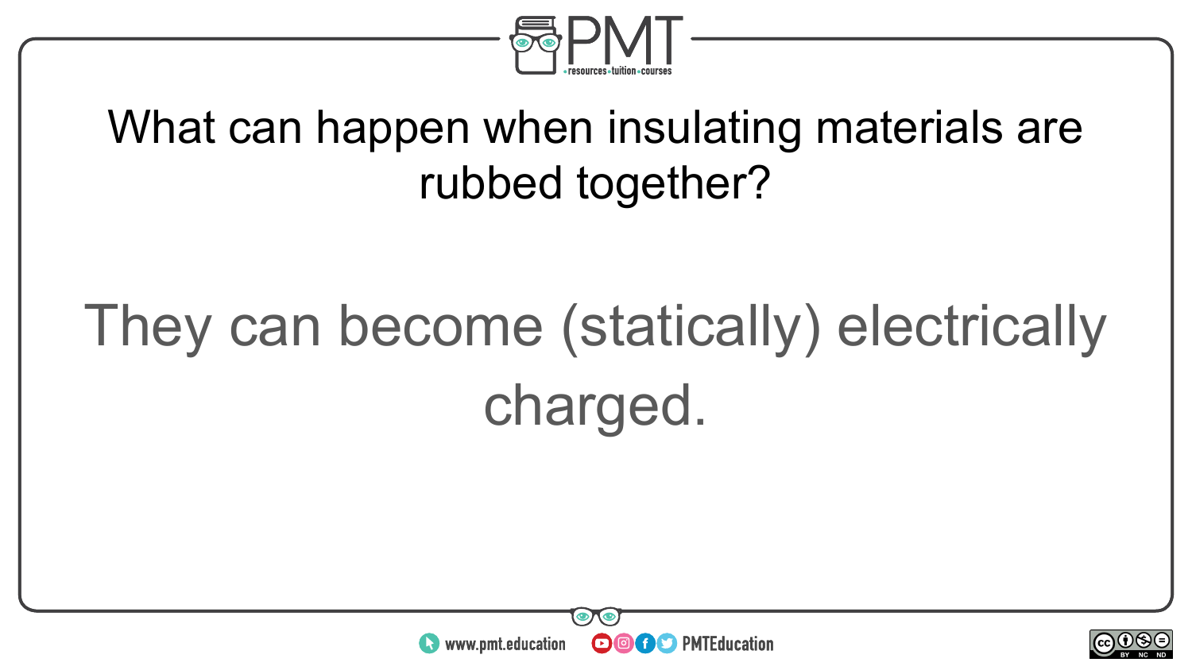What can happen when insulating materials are rubbed together?

They can become (statically) electrically charged.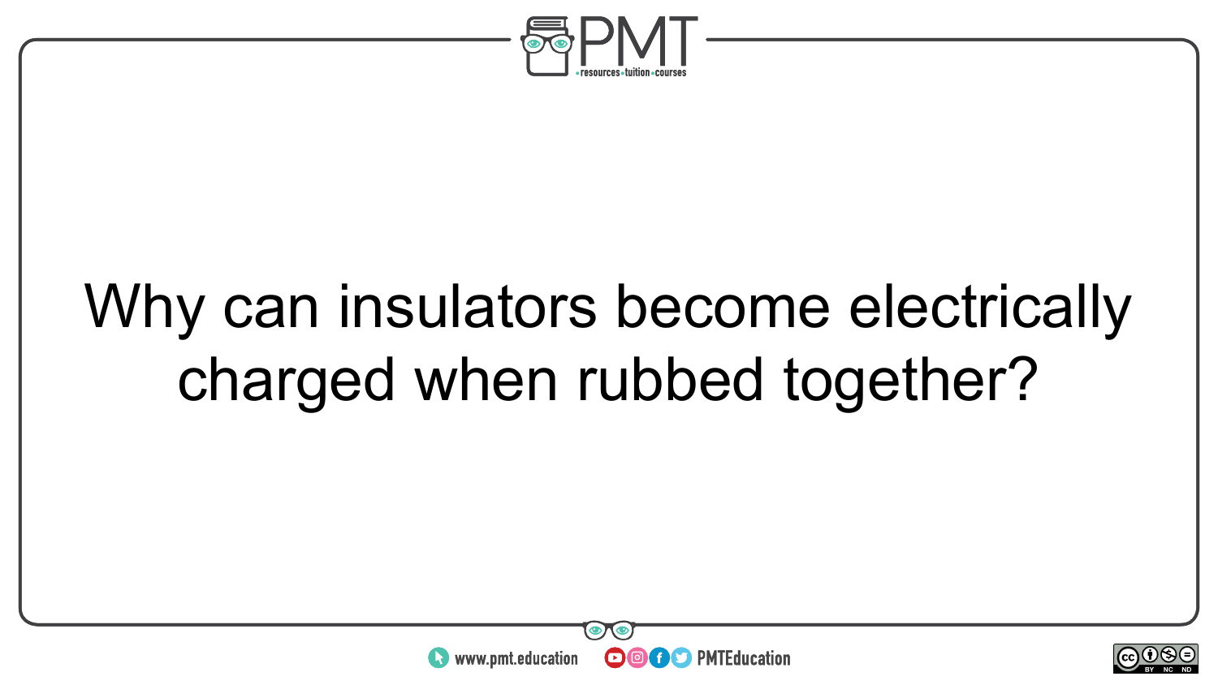Why can insulators become electrically charged when rubbed together?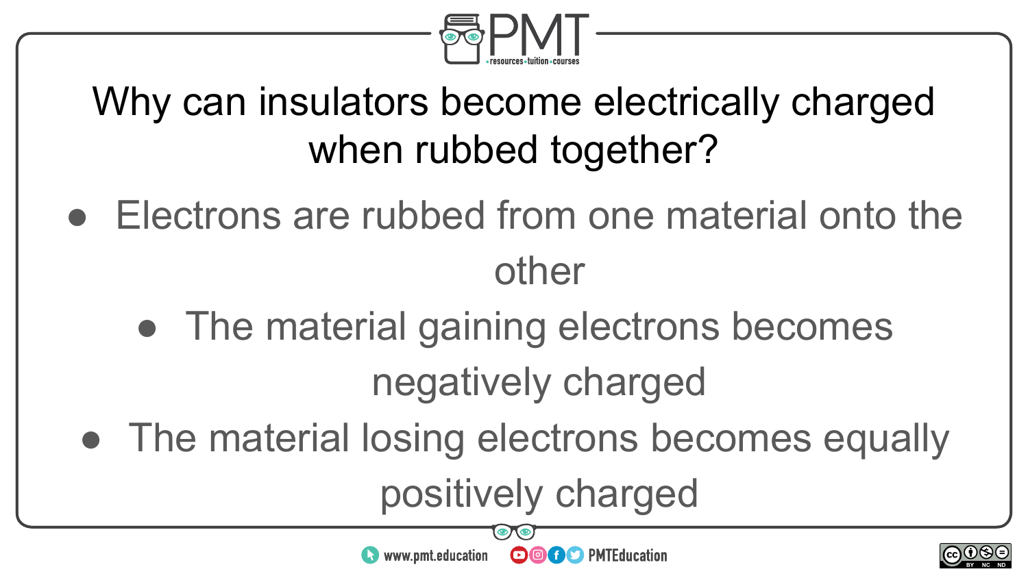# Why can insulators become electrically charged when rubbed together?

- Electrons are rubbed from one material onto the other
- The material gaining electrons becomes negatively charged
- The material losing electrons becomes equally positively charged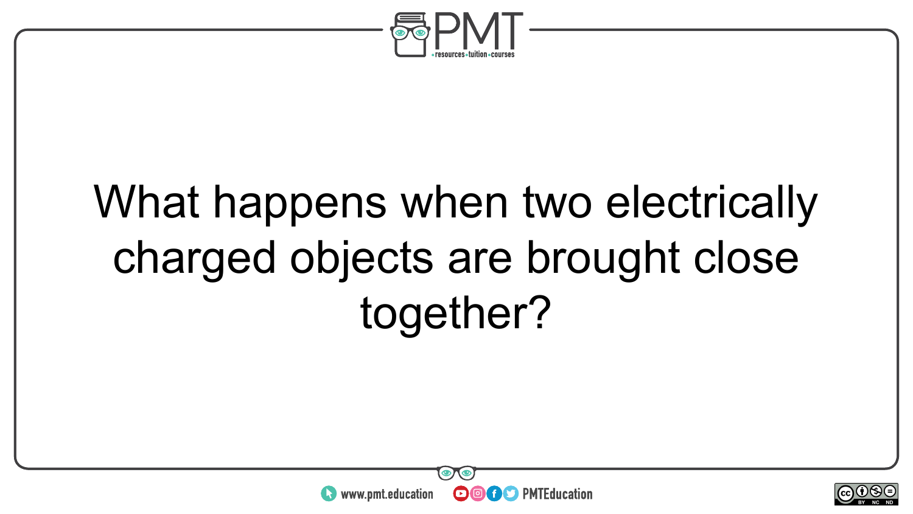What happens when two electrically charged objects are brought close together?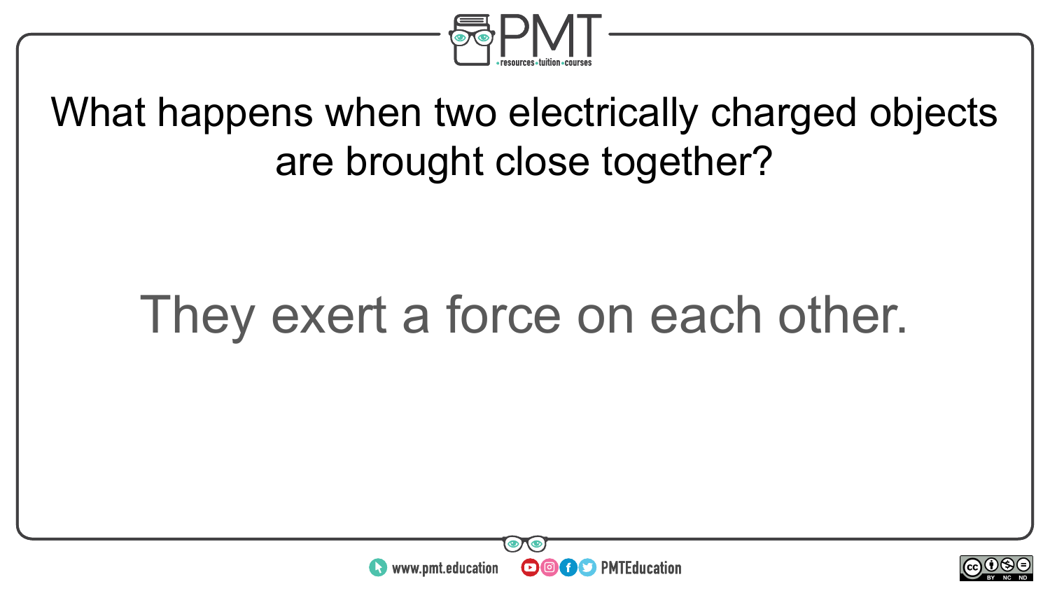What happens when two electrically charged objects are brought close together?

They exert a force on each other.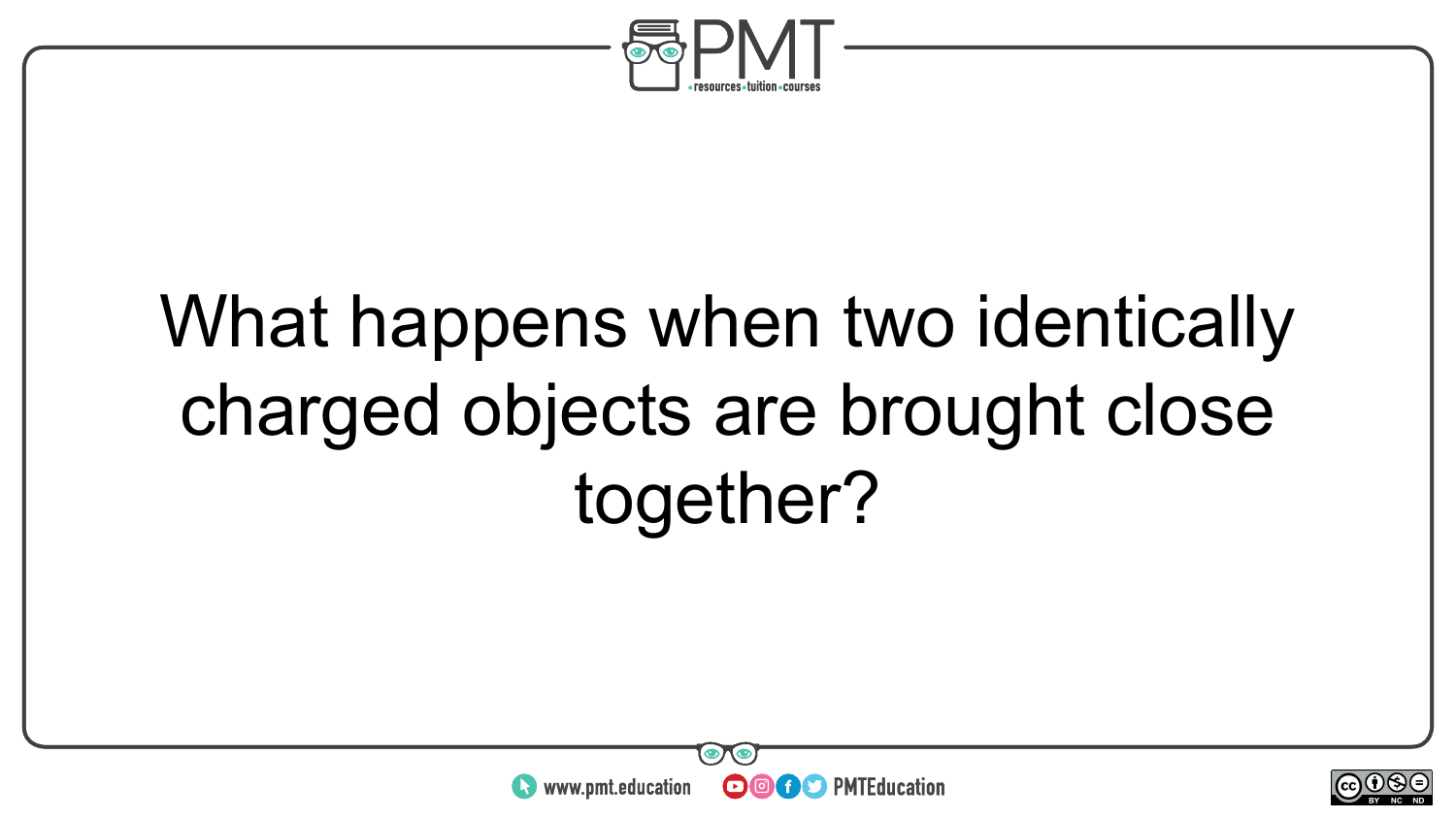What happens when two identically charged objects are brought close together?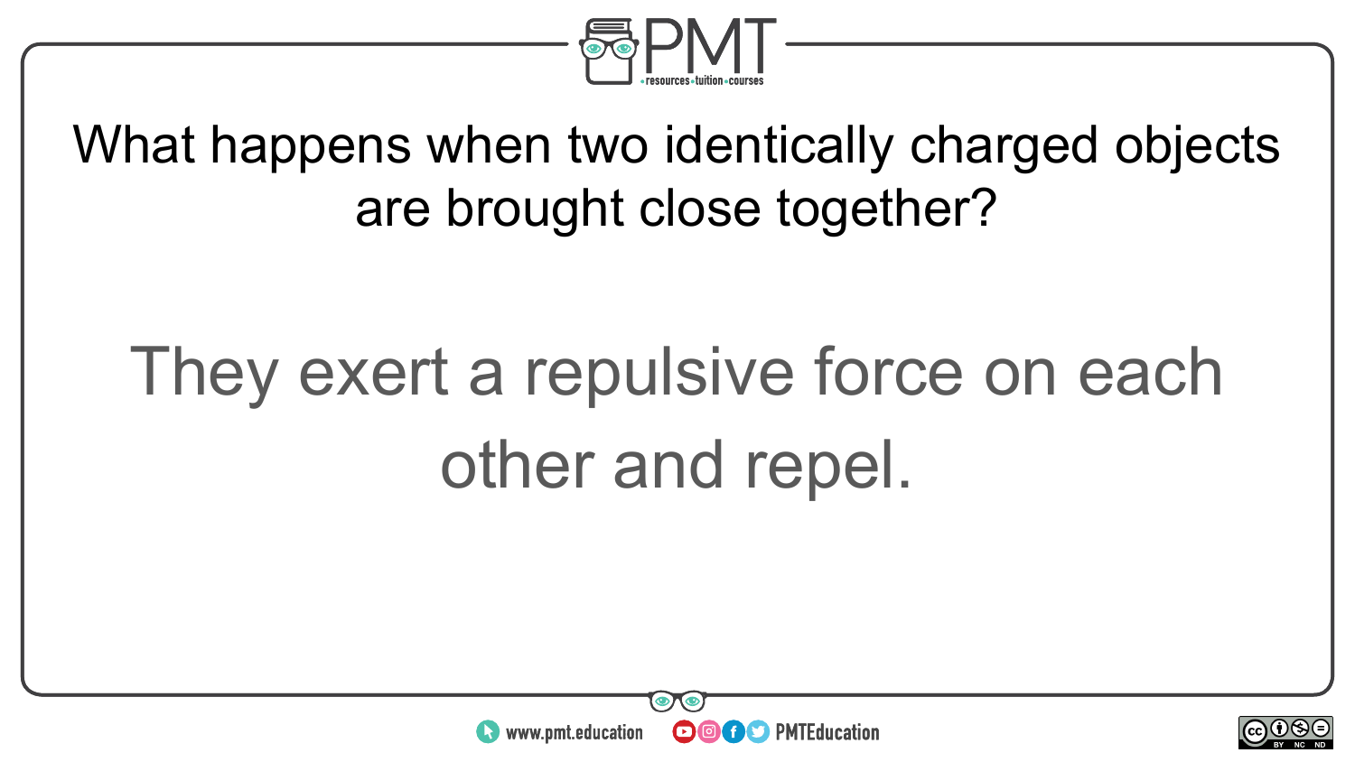What happens when two identically charged objects are brought close together?

They exert a repulsive force on each other and repel.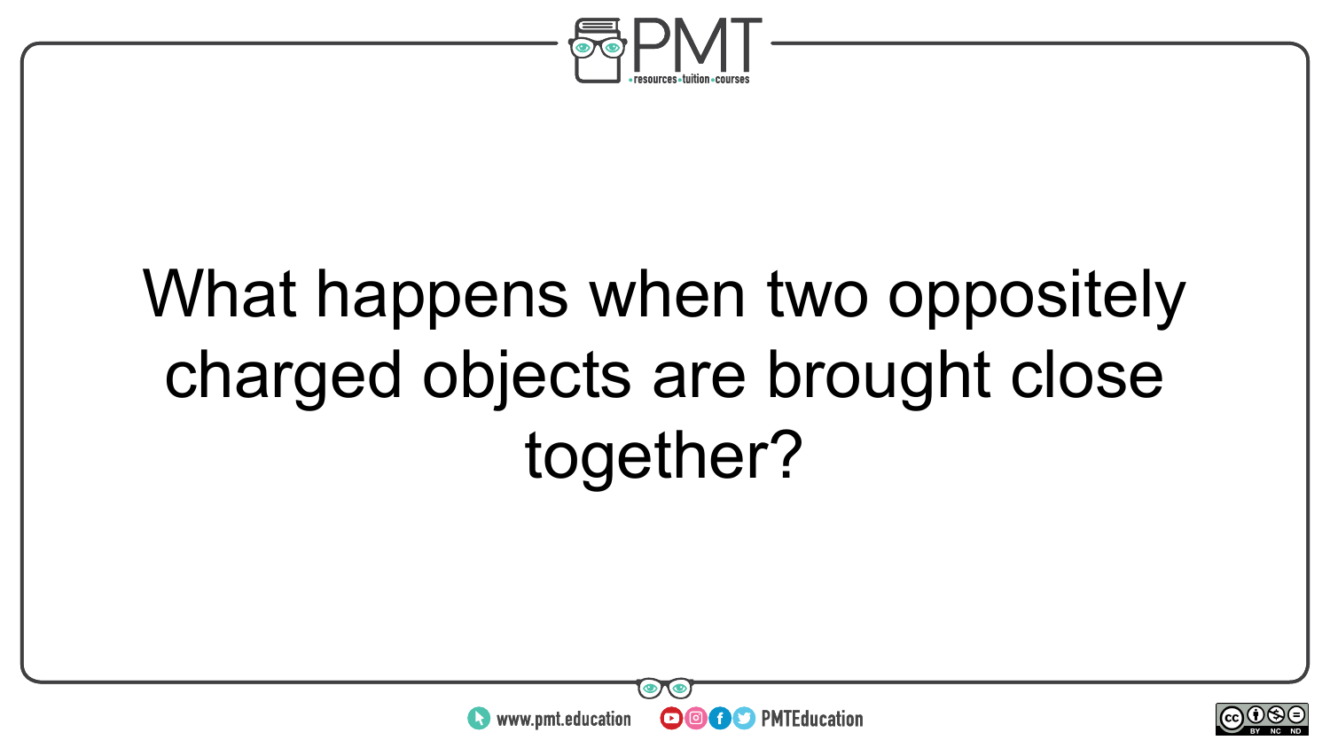What happens when two oppositely charged objects are brought close together?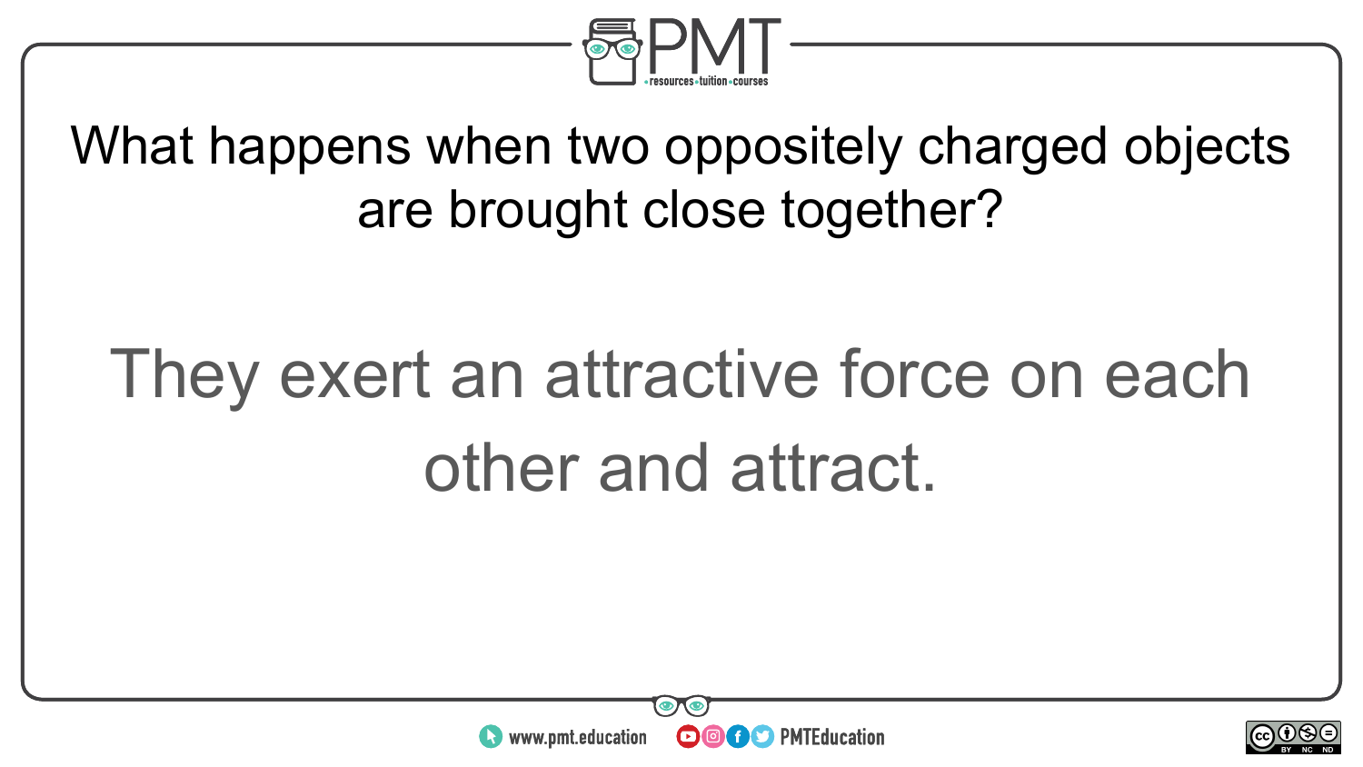What happens when two oppositely charged objects are brought close together?

They exert an attractive force on each other and attract.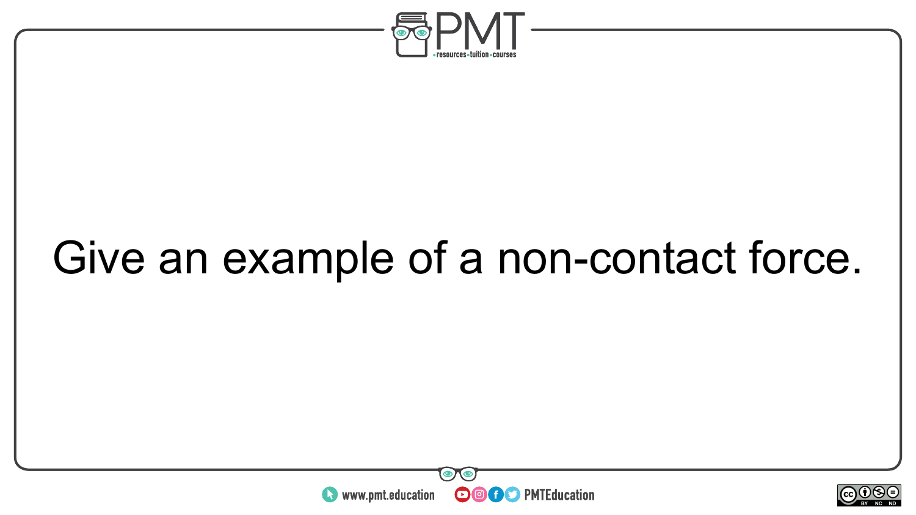Give an example of a non-contact force.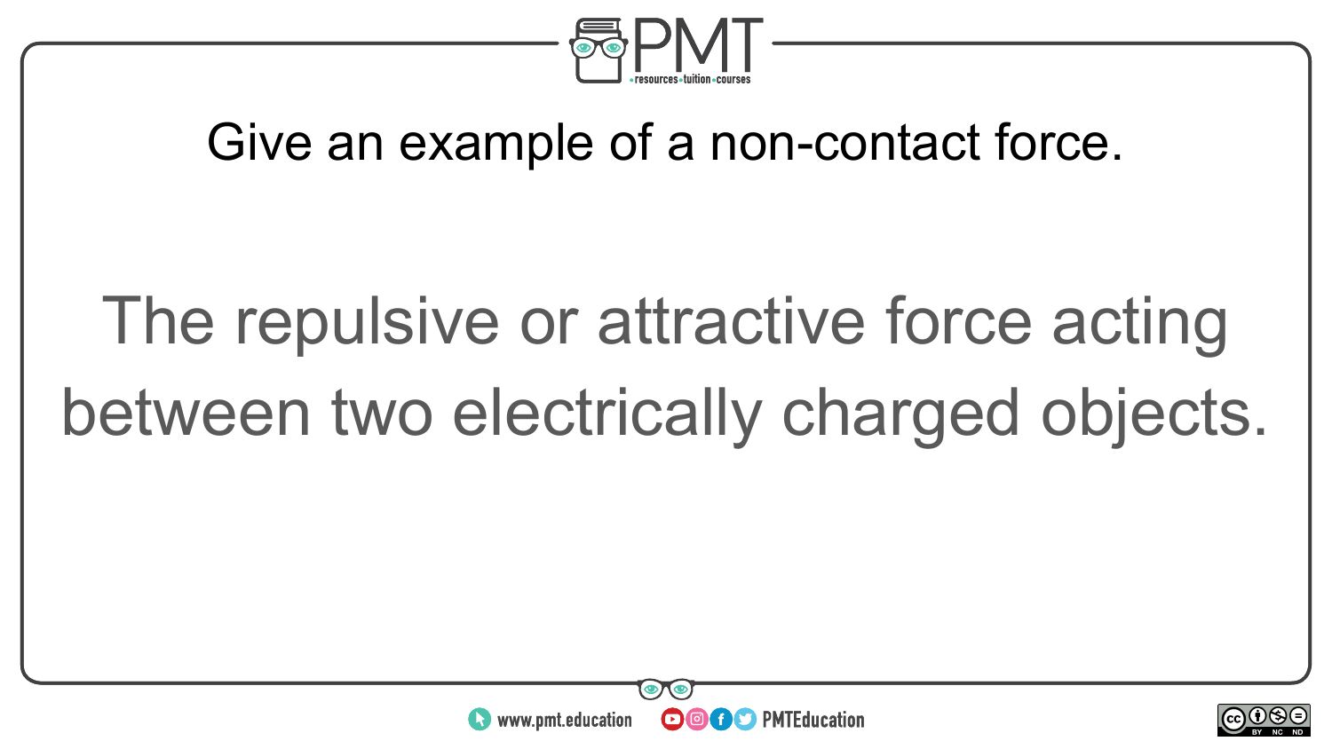Give an example of a non-contact force.

The repulsive or attractive force acting between two electrically charged objects.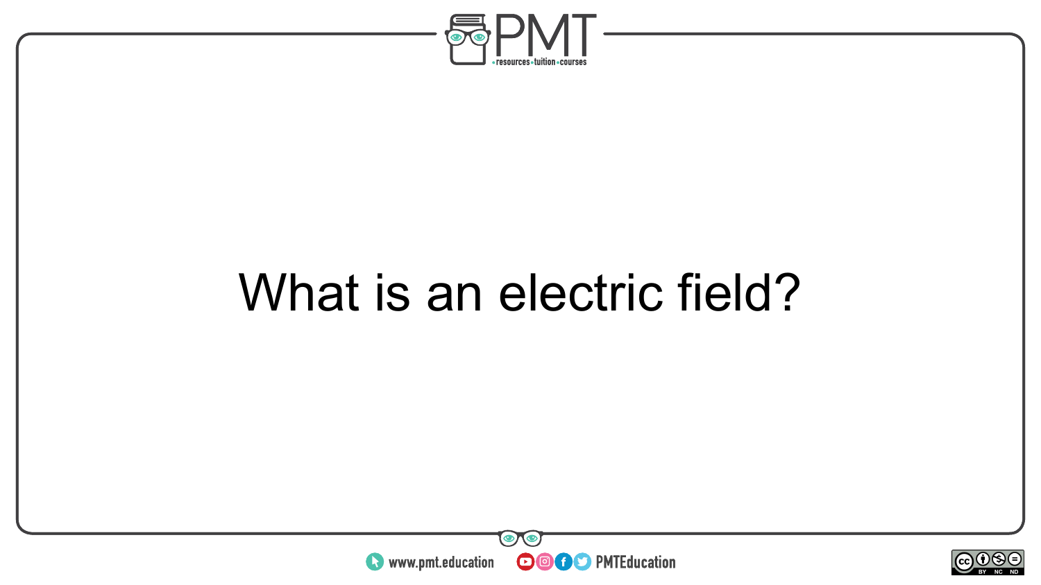What is an electric field?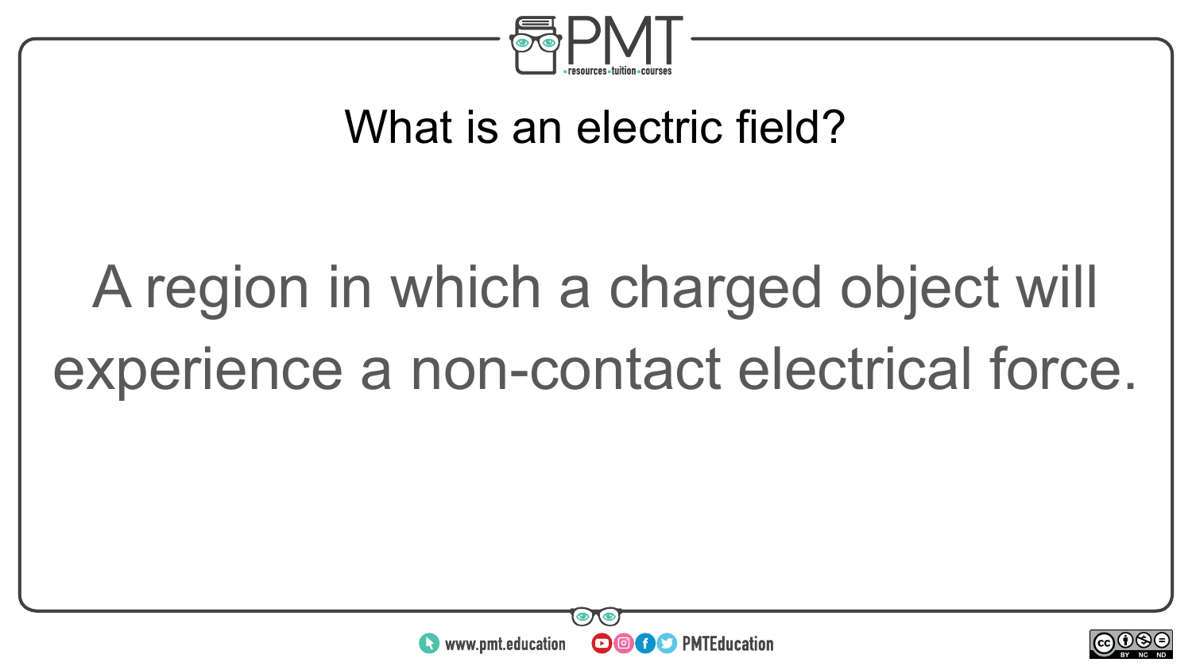What is an electric field?

A region in which a charged object will experience a non-contact electrical force.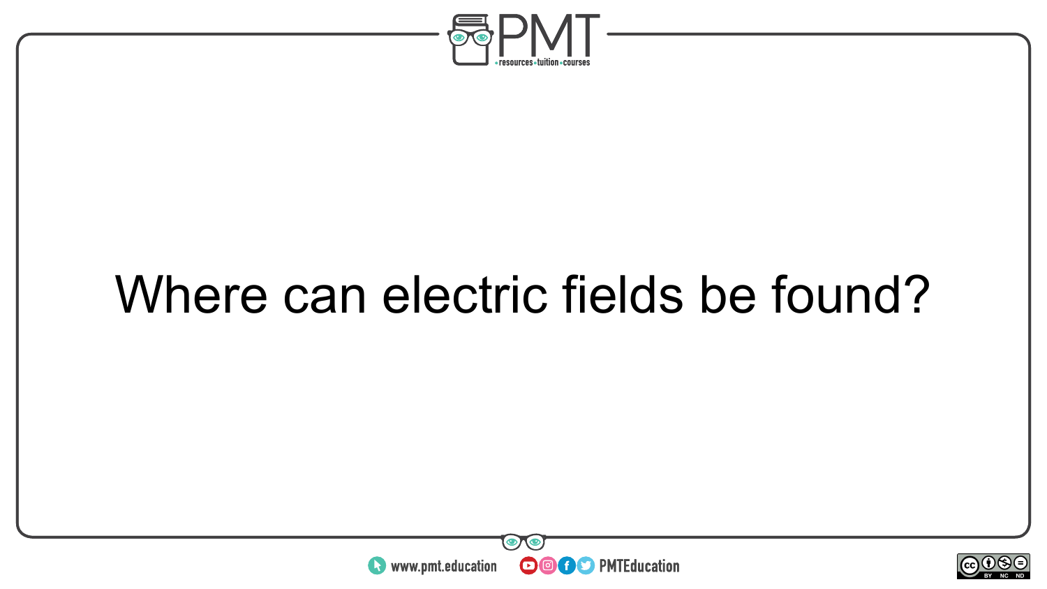Where can electric fields be found?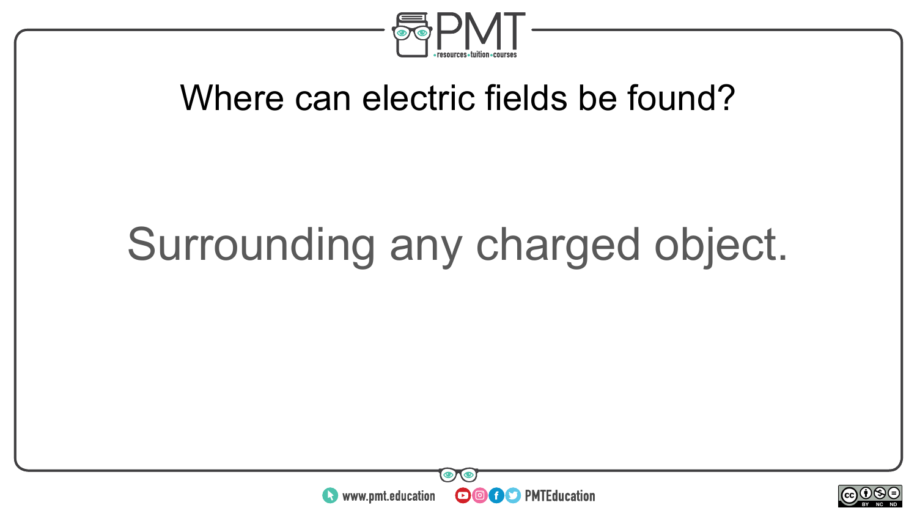Where can electric fields be found?

Surrounding any charged object.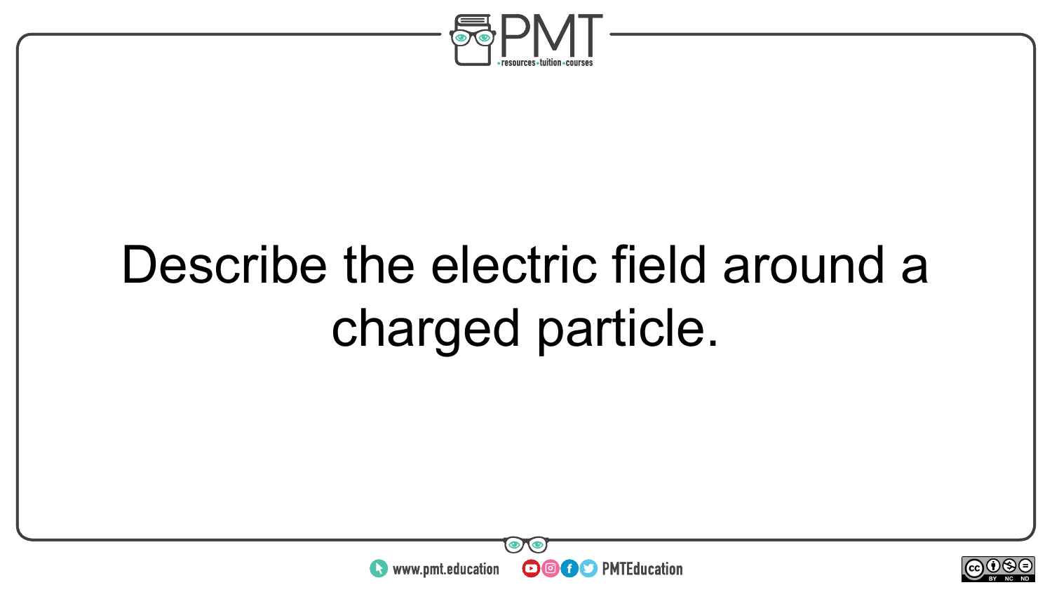Describe the electric field around a charged particle.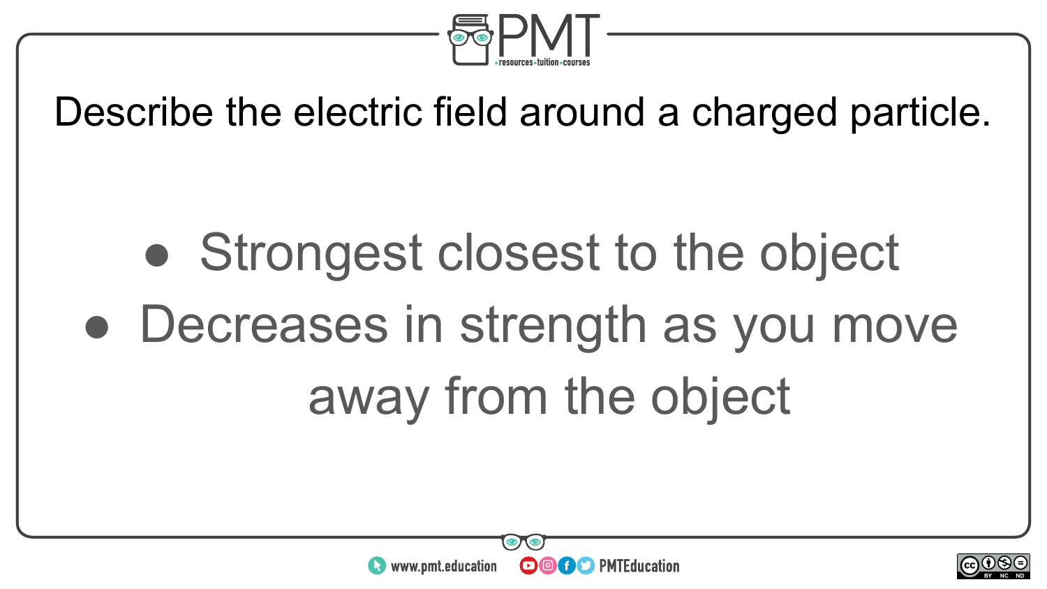Describe the electric field around a charged particle.

- Strongest closest to the object
- Decreases in strength as you move away from the object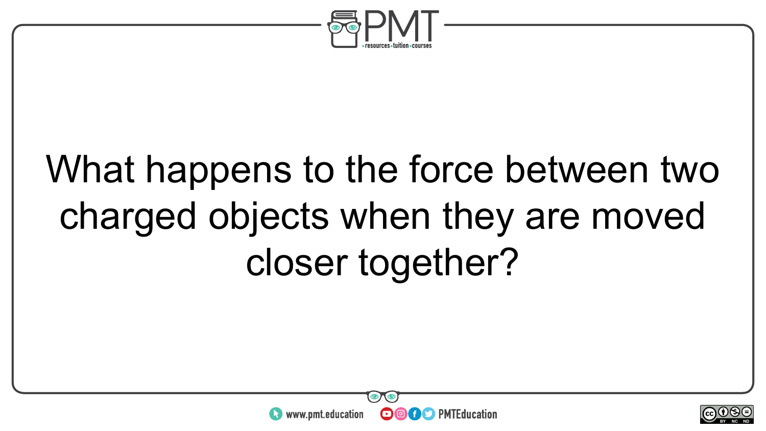What happens to the force between two charged objects when they are moved closer together?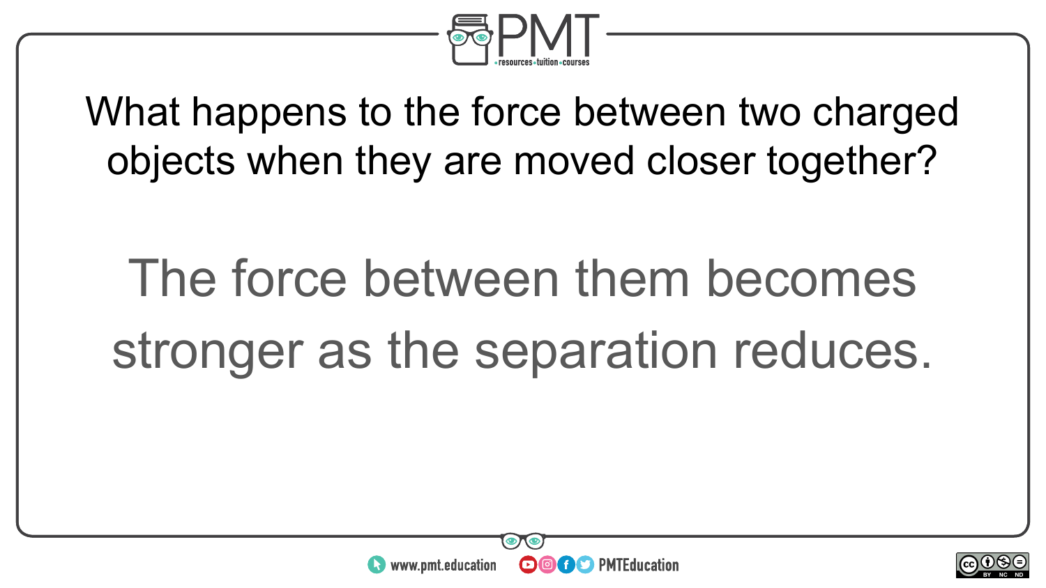What happens to the force between two charged objects when they are moved closer together?

The force between them becomes stronger as the separation reduces.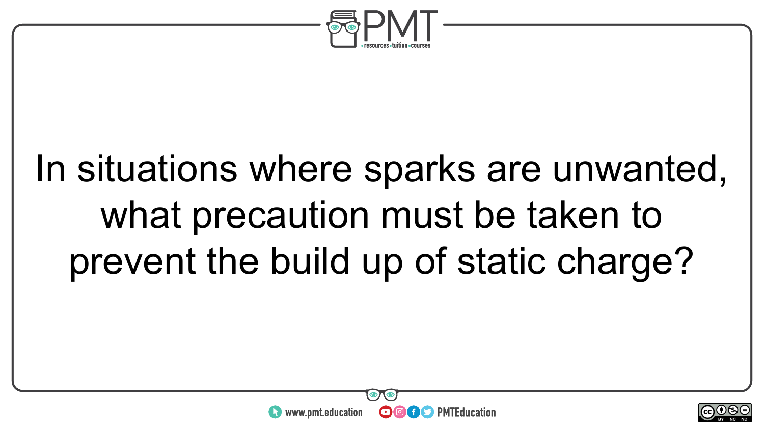In situations where sparks are unwanted, what precaution must be taken to prevent the build up of static charge?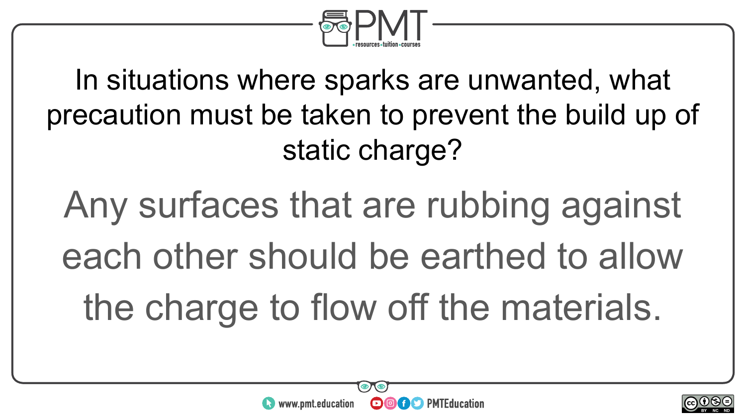In situations where sparks are unwanted, what precaution must be taken to prevent the build up of static charge?

Any surfaces that are rubbing against each other should be earthed to allow the charge to flow off the materials.